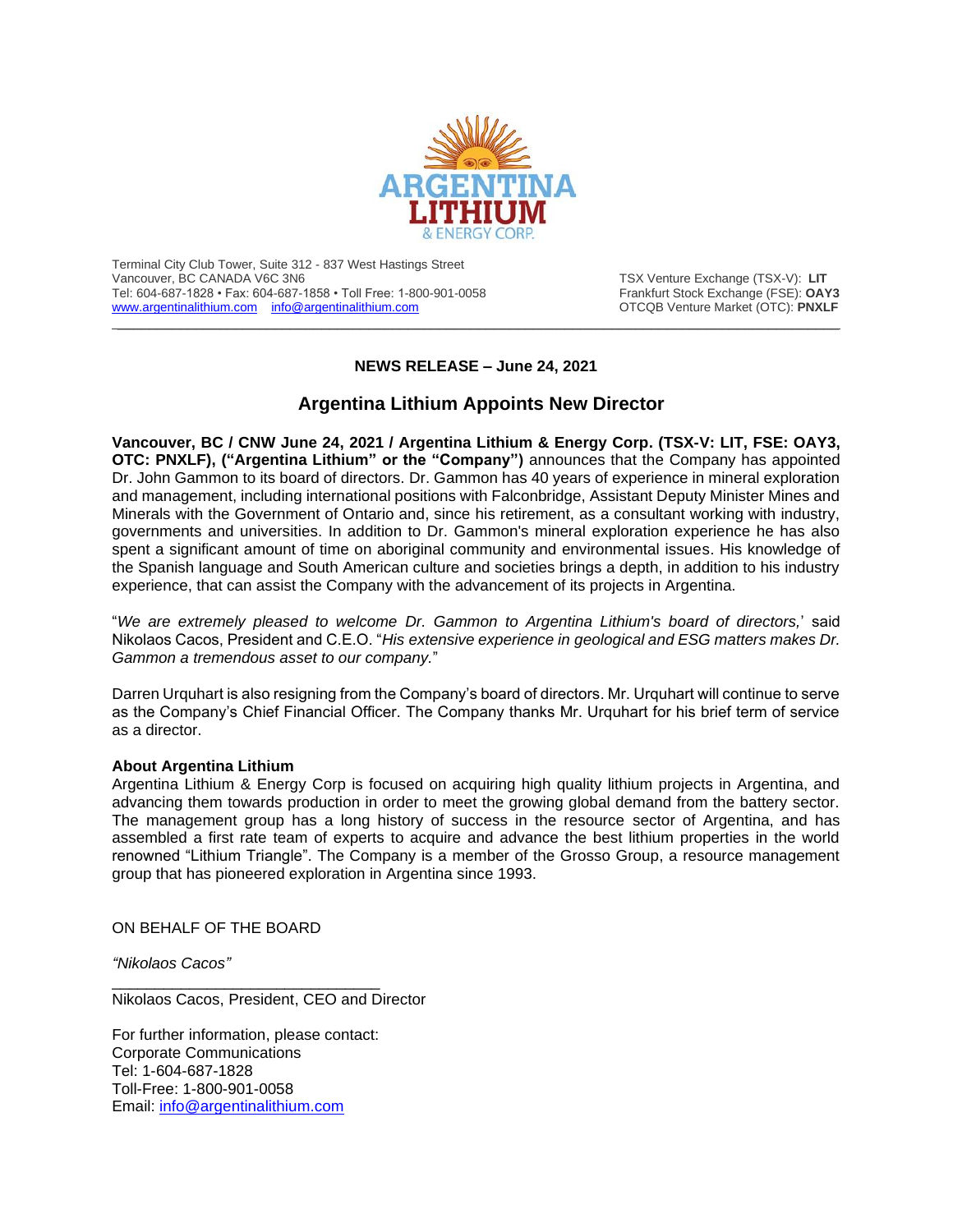ARGENTINA LITHIUM & ENERGY CORP.

Terminal City Club Tower, Suite 312 - 837 West Hastings Street
Vancouver, BC CANADA V6C 3N6
Tel: 604-687-1828 • Fax: 604-687-1858 • Toll Free: 1-800-901-0058
www.argentinalithium.com    info@argentinalithium.com

TSX Venture Exchange (TSX-V): **LIT**
Frankfurt Stock Exchange (FSE): **OAY3**
OTCQB Venture Market (OTC): **PNXLF**

---

**NEWS RELEASE – June 24, 2021**

## Argentina Lithium Appoints New Director

**Vancouver, BC / CNW June 24, 2021 / Argentina Lithium & Energy Corp. (TSX-V: LIT, FSE: OAY3, OTC: PNXLF), ("Argentina Lithium" or the "Company")** announces that the Company has appointed Dr. John Gammon to its board of directors. Dr. Gammon has 40 years of experience in mineral exploration and management, including international positions with Falconbridge, Assistant Deputy Minister Mines and Minerals with the Government of Ontario and, since his retirement, as a consultant working with industry, governments and universities. In addition to Dr. Gammon's mineral exploration experience he has also spent a significant amount of time on aboriginal community and environmental issues. His knowledge of the Spanish language and South American culture and societies brings a depth, in addition to his industry experience, that can assist the Company with the advancement of its projects in Argentina.

"*We are extremely pleased to welcome Dr. Gammon to Argentina Lithium's board of directors,*' said Nikolaos Cacos, President and C.E.O. "*His extensive experience in geological and ESG matters makes Dr. Gammon a tremendous asset to our company.*"

Darren Urquhart is also resigning from the Company's board of directors. Mr. Urquhart will continue to serve as the Company's Chief Financial Officer. The Company thanks Mr. Urquhart for his brief term of service as a director.

**About Argentina Lithium**
Argentina Lithium & Energy Corp is focused on acquiring high quality lithium projects in Argentina, and advancing them towards production in order to meet the growing global demand from the battery sector. The management group has a long history of success in the resource sector of Argentina, and has assembled a first rate team of experts to acquire and advance the best lithium properties in the world renowned "Lithium Triangle". The Company is a member of the Grosso Group, a resource management group that has pioneered exploration in Argentina since 1993.

ON BEHALF OF THE BOARD

*"Nikolaos Cacos"*
\_\_\_\_\_\_\_\_\_\_\_\_\_\_\_\_\_\_\_\_\_\_\_\_\_\_\_\_\_\_
Nikolaos Cacos, President, CEO and Director

For further information, please contact:
Corporate Communications
Tel: 1-604-687-1828
Toll-Free: 1-800-901-0058
Email: info@argentinalithium.com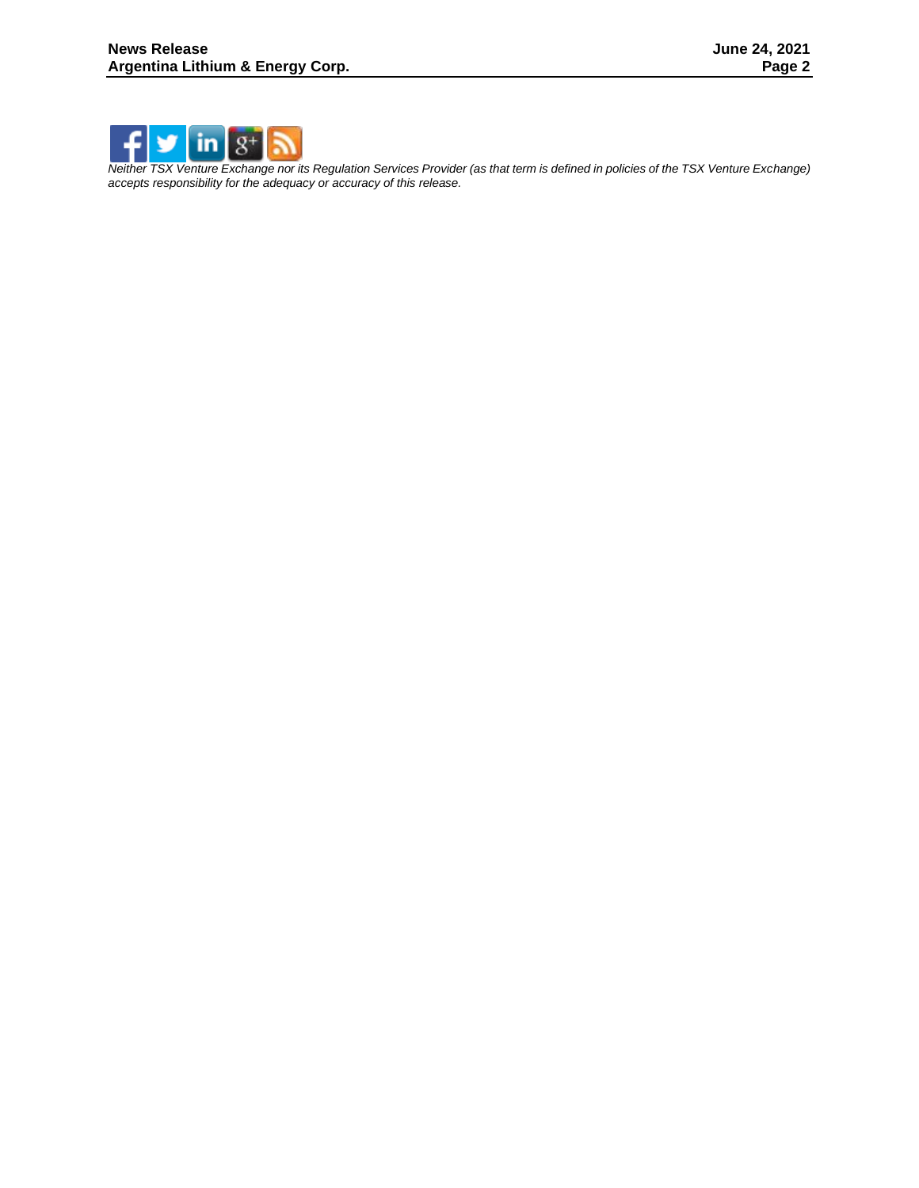*Neither TSX Venture Exchange nor its Regulation Services Provider (as that term is defined in policies of the TSX Venture Exchange) accepts responsibility for the adequacy or accuracy of this release.*